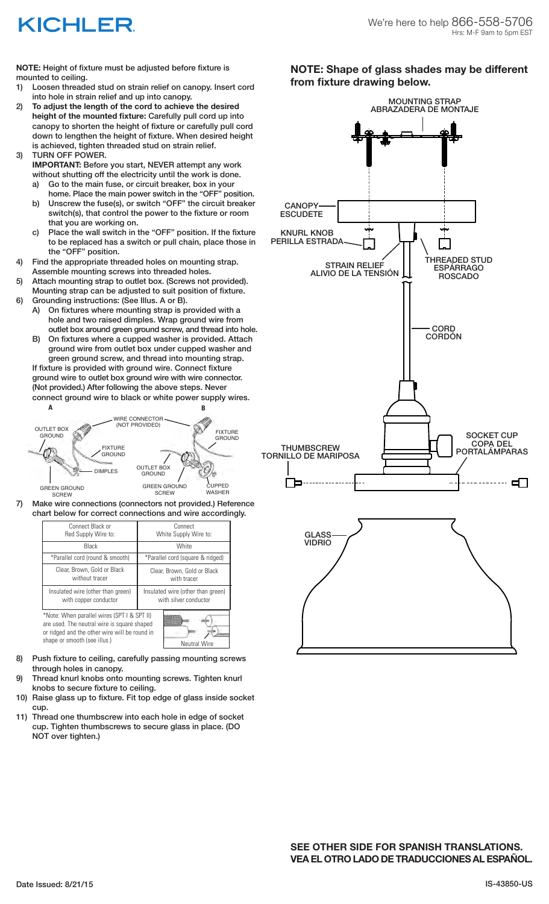# KICHLER

We're here to help 866-558-5706
Hrs: M-F 9am to 5pm EST

**NOTE:** Height of fixture must be adjusted before fixture is mounted to ceiling.

1) Loosen threaded stud on strain relief on canopy. Insert cord into hole in strain relief and up into canopy.
2) **To adjust the length of the cord to achieve the desired height of the mounted fixture:** Carefully pull cord up into canopy to shorten the height of fixture or carefully pull cord down to lengthen the height of fixture. When desired height is achieved, tighten threaded stud on strain relief.
3) TURN OFF POWER.
   **IMPORTANT:** Before you start, NEVER attempt any work without shutting off the electricity until the work is done.
   a) Go to the main fuse, or circuit breaker, box in your home. Place the main power switch in the "OFF" position.
   b) Unscrew the fuse(s), or switch "OFF" the circuit breaker switch(s), that control the power to the fixture or room that you are working on.
   c) Place the wall switch in the "OFF" position. If the fixture to be replaced has a switch or pull chain, place those in the "OFF" position.
4) Find the appropriate threaded holes on mounting strap. Assemble mounting screws into threaded holes.
5) Attach mounting strap to outlet box. (Screws not provided). Mounting strap can be adjusted to suit position of fixture.
6) Grounding instructions: (See Illus. A or B).
   A) On fixtures where mounting strap is provided with a hole and two raised dimples. Wrap ground wire from outlet box around green ground screw, and thread into hole.
   B) On fixtures where a cupped washer is provided. Attach ground wire from outlet box under cupped washer and green ground screw, and thread into mounting strap.

   If fixture is provided with ground wire. Connect fixture ground wire to outlet box ground wire with wire connector. (Not provided.) After following the above steps. Never connect ground wire to black or white power supply wires.

A: OUTLET BOX GROUND, WIRE CONNECTOR (NOT PROVIDED), FIXTURE GROUND, DIMPLES, GREEN GROUND SCREW
B: FIXTURE GROUND, OUTLET BOX GROUND, GREEN GROUND SCREW, CUPPED WASHER

7) Make wire connections (connectors not provided.) Reference chart below for correct connections and wire accordingly.

| Connect Black or Red Supply Wire to: | Connect White Supply Wire to: |
|---|---|
| Black | White |
| *Parallel cord (round & smooth) | *Parallel cord (square & ridged) |
| Clear, Brown, Gold or Black without tracer | Clear, Brown, Gold or Black with tracer |
| Insulated wire (other than green) with copper conductor | Insulated wire (other than green) with silver conductor |

*Note: When parallel wires (SPT I & SPT II) are used. The neutral wire is square shaped or ridged and the other wire will be round in shape or smooth (see illus.)

Neutral Wire

8) Push fixture to ceiling, carefully passing mounting screws through holes in canopy.
9) Thread knurl knobs onto mounting screws. Tighten knurl knobs to secure fixture to ceiling.
10) Raise glass up to fixture. Fit top edge of glass inside socket cup.
11) Thread one thumbscrew into each hole in edge of socket cup. Tighten thumbscrews to secure glass in place. (DO NOT over tighten.)

**NOTE: Shape of glass shades may be different from fixture drawing below.**

MOUNTING STRAP / ABRAZADERA DE MONTAJE
CANOPY / ESCUDETE
KNURL KNOB / PERILLA ESTRADA
STRAIN RELIEF / ALIVIO DE LA TENSIÓN
THREADED STUD / ESPÁRRAGO ROSCADO
CORD / CORDÓN
THUMBSCREW / TORNILLO DE MARIPOSA
SOCKET CUP / COPA DEL PORTALÁMPARAS
GLASS / VIDRIO

**SEE OTHER SIDE FOR SPANISH TRANSLATIONS.**
**VEA EL OTRO LADO DE TRADUCCIONES AL ESPAÑOL.**

Date Issued: 8/21/15

IS-43850-US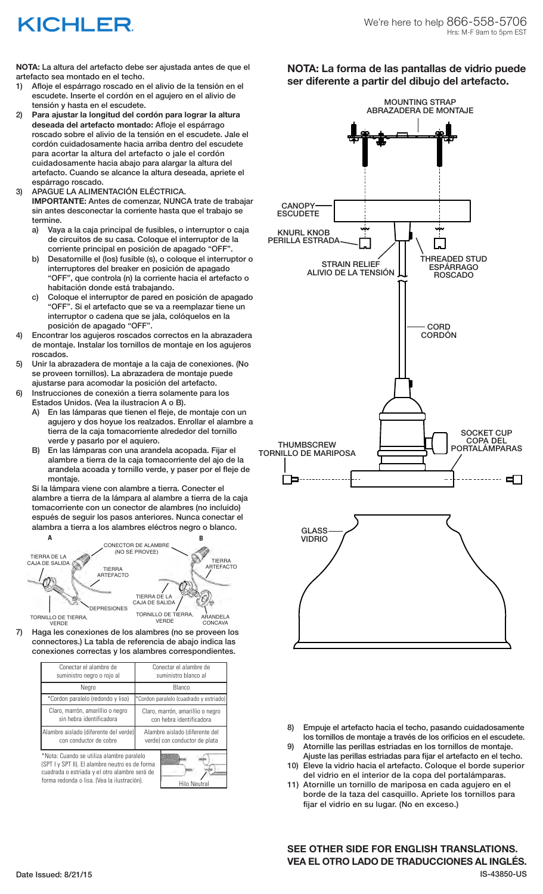**NOTA:** La altura del artefacto debe ser ajustada antes de que el artefacto sea montado en el techo.

1) Afloje el espárrago roscado en el alivio de la tensión en el escudete. Inserte el cordón en el agujero en el alivio de tensión y hasta en el escudete.
2) **Para ajustar la longitud del cordón para lograr la altura deseada del artefacto montado:** Afloje el espárrago roscado sobre el alivio de la tensión en el escudete. Jale el cordón cuidadosamente hacia arriba dentro del escudete para acortar la altura del artefacto o jale el cordón cuidadosamente hacia abajo para alargar la altura del artefacto. Cuando se alcance la altura deseada, apriete el espárrago roscado.
3) APAGUE LA ALIMENTACIÓN ELÉCTRICA.
   **IMPORTANTE:** Antes de comenzar, NUNCA trate de trabajar sin antes desconectar la corriente hasta que el trabajo se termine.
   a) Vaya a la caja principal de fusibles, o interruptor o caja de circuitos de su casa. Coloque el interruptor de la corriente principal en posición de apagado "OFF".
   b) Desatornille el (los) fusible (s), o coloque el interruptor o interruptores del breaker en posición de apagado "OFF", que controla (n) la corriente hacia el artefacto o habitación donde está trabajando.
   c) Coloque el interruptor de pared en posición de apagado "OFF". Si el artefacto que se va a reemplazar tiene un interruptor o cadena que se jala, colóquelos en la posición de apagado "OFF".
4) Encontrar los agujeros roscados correctos en la abrazadera de montaje. Instalar los tornillos de montaje en los agujeros roscados.
5) Unir la abrazadera de montaje a la caja de conexiones. (No se proveen tornillos). La abrazadera de montaje puede ajustarse para acomodar la posición del artefacto.
6) Instrucciones de conexión a tierra solamente para los Estados Unidos. (Vea la ilustracion A o B).
   A) En las lámparas que tienen el fleje, de montaje con un agujero y dos hoyue los realzados. Enrollar el alambre a tierra de la caja tomacorriente alrededor del tornillo verde y pasarlo por el aquiero.
   B) En las lámparas con una arandela acopada. Fijar el alambre a tierra de la caja tomacorriente del ajo de la arandela acoada y tornillo verde, y paser por el fleje de montaje.

   Si la lámpara viene con alambre a tierra. Conecter el alambre a tierra de la lámpara al alambre a tierra de la caja tomacorriente con un conector de alambres (no incluido) espués de seguir los pasos anteriores. Nunca conectar el alambra a tierra a los alambres eléctros negro o blanco.

A: TIERRA DE LA CAJA DE SALIDA; CONECTOR DE ALAMBRE (NO SE PROVEE); TIERRA ARTEFACTO; DEPRESIONES; TORNILLO DE TIERRA, VERDE

B: TIERRA ARTEFACTO; TIERRA DE LA CAJA DE SALIDA; TORNILLO DE TIERRA, VERDE; ARANDELA CONCAVA

7) Haga les conexiones de los alambres (no se proveen los connectores.) La tabla de referencia de abajo indica las conexiones correctas y los alambres correspondientes.

| Conectar el alambre de suministro negro o rojo al | Conectar el alambre de suministro blanco al |
| --- | --- |
| Negro | Blanco |
| *Cordon paralelo (redondo y liso) | *Cordon paralelo (cuadrado y estriado) |
| Claro, marrón, amarillio o negro sin hebra identificadora | Claro, marrón, amarillio o negro con hebra identificadora |
| Alambre aislado (diferente del verde) con conductor de cobre | Alambre aislado (diferente del verde) con conductor de plata |

*Nota: Cuando se utiliza alambre paralelo (SPT I y SPT II). El alambre neutro es de forma cuadrada o estriada y el otro alambre será de forma redonda o lisa. (Vea la ilustración).

Hilo Neutral

**NOTA: La forma de las pantallas de vidrio puede ser diferente a partir del dibujo del artefacto.**

MOUNTING STRAP / ABRAZADERA DE MONTAJE
CANOPY / ESCUDETE
KNURL KNOB / PERILLA ESTRADA
STRAIN RELIEF / ALIVIO DE LA TENSIÓN
THREADED STUD / ESPÁRRAGO ROSCADO
CORD / CORDÓN
SOCKET CUP / COPA DEL PORTALÁMPARAS
THUMBSCREW / TORNILLO DE MARIPOSA
GLASS / VIDRIO

8) Empuje el artefacto hacia el techo, pasando cuidadosamente los tornillos de montaje a través de los orificios en el escudete.
9) Atornille las perillas estriadas en los tornillos de montaje. Ajuste las perillas estriadas para fijar el artefacto en el techo.
10) Eleve la vidrio hacia el artefacto. Coloque el borde superior del vidrio en el interior de la copa del portalámparas.
11) Atornille un tornillo de mariposa en cada agujero en el borde de la taza del casquillo. Apriete los tornillos para fijar el vidrio en su lugar. (No en exceso.)

**SEE OTHER SIDE FOR ENGLISH TRANSLATIONS.**
**VEA EL OTRO LADO DE TRADUCCIONES AL INGLÉS.**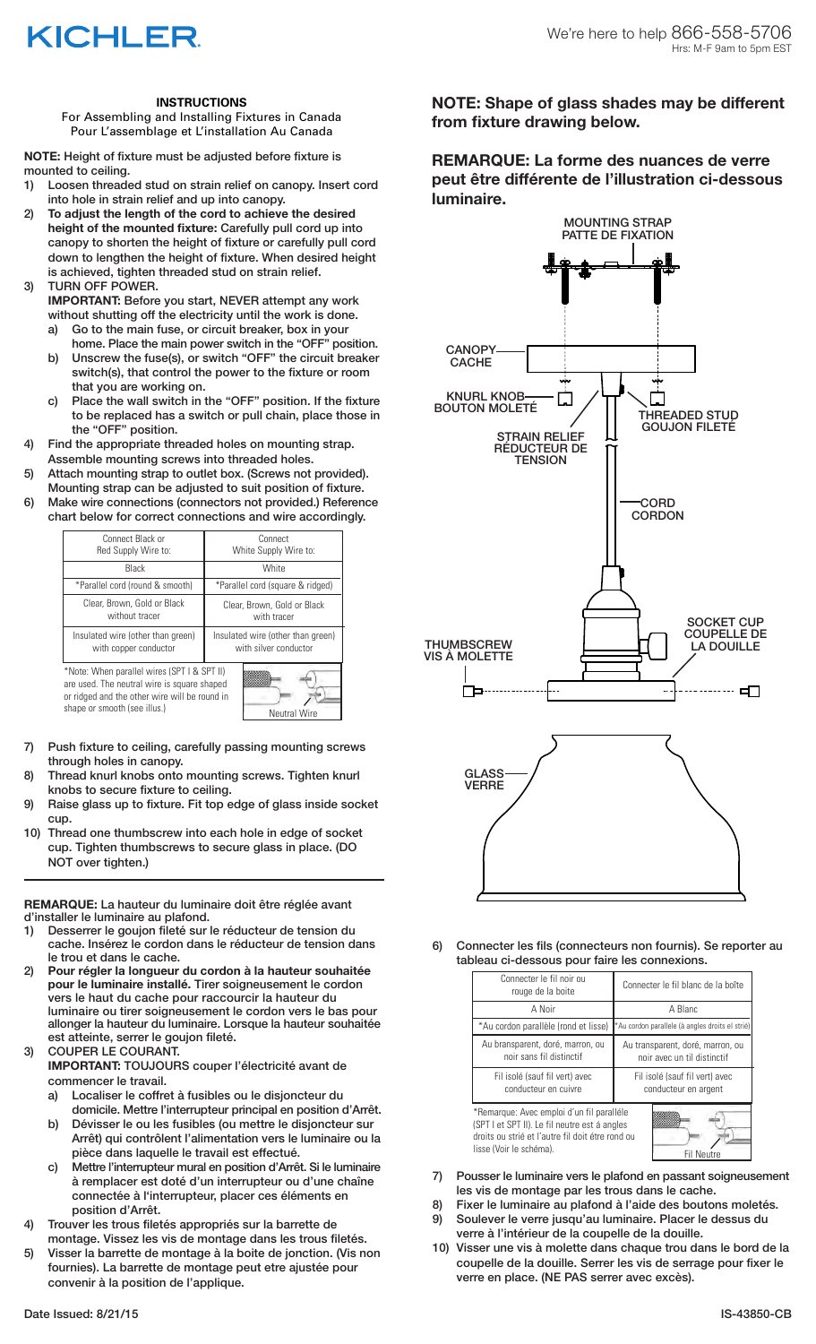# KICHLER

We're here to help 866-558-5706
Hrs: M-F 9am to 5pm EST

## INSTRUCTIONS

For Assembling and Installing Fixtures in Canada
Pour L'assemblage et L'installation Au Canada

**NOTE:** Height of fixture must be adjusted before fixture is mounted to ceiling.

1) Loosen threaded stud on strain relief on canopy. Insert cord into hole in strain relief and up into canopy.
2) **To adjust the length of the cord to achieve the desired height of the mounted fixture:** Carefully pull cord up into canopy to shorten the height of fixture or carefully pull cord down to lengthen the height of fixture. When desired height is achieved, tighten threaded stud on strain relief.
3) TURN OFF POWER.
   **IMPORTANT:** Before you start, NEVER attempt any work without shutting off the electricity until the work is done.
   a) Go to the main fuse, or circuit breaker, box in your home. Place the main power switch in the "OFF" position.
   b) Unscrew the fuse(s), or switch "OFF" the circuit breaker switch(s), that control the power to the fixture or room that you are working on.
   c) Place the wall switch in the "OFF" position. If the fixture to be replaced has a switch or pull chain, place those in the "OFF" position.
4) Find the appropriate threaded holes on mounting strap. Assemble mounting screws into threaded holes.
5) Attach mounting strap to outlet box. (Screws not provided). Mounting strap can be adjusted to suit position of fixture.
6) Make wire connections (connectors not provided.) Reference chart below for correct connections and wire accordingly.

| Connect Black or Red Supply Wire to: | Connect White Supply Wire to: |
|---|---|
| Black | White |
| *Parallel cord (round & smooth) | *Parallel cord (square & ridged) |
| Clear, Brown, Gold or Black without tracer | Clear, Brown, Gold or Black with tracer |
| Insulated wire (other than green) with copper conductor | Insulated wire (other than green) with silver conductor |

*Note: When parallel wires (SPT I & SPT II) are used. The neutral wire is square shaped or ridged and the other wire will be round in shape or smooth (see illus.)

Neutral Wire

7) Push fixture to ceiling, carefully passing mounting screws through holes in canopy.
8) Thread knurl knobs onto mounting screws. Tighten knurl knobs to secure fixture to ceiling.
9) Raise glass up to fixture. Fit top edge of glass inside socket cup.
10) Thread one thumbscrew into each hole in edge of socket cup. Tighten thumbscrews to secure glass in place. (DO NOT over tighten.)

---

**REMARQUE:** La hauteur du luminaire doit être réglée avant d'installer le luminaire au plafond.

1) Desserrer le goujon fileté sur le réducteur de tension du cache. Insérez le cordon dans le réducteur de tension dans le trou et dans le cache.
2) **Pour régler la longueur du cordon à la hauteur souhaitée pour le luminaire installé.** Tirer soigneusement le cordon vers le haut du cache pour raccourcir la hauteur du luminaire ou tirer soigneusement le cordon vers le bas pour allonger la hauteur du luminaire. Lorsque la hauteur souhaitée est atteinte, serrer le goujon fileté.
3) COUPER LE COURANT.
   **IMPORTANT:** TOUJOURS couper l'électricité avant de commencer le travail.
   a) Localiser le coffret à fusibles ou le disjoncteur du domicile. Mettre l'interrupteur principal en position d'Arrêt.
   b) Dévisser le ou les fusibles (ou mettre le disjoncteur sur Arrêt) qui contrôlent l'alimentation vers le luminaire ou la pièce dans laquelle le travail est effectué.
   c) Mettre l'interrupteur mural en position d'Arrêt. Si le luminaire à remplacer est doté d'un interrupteur ou d'une chaîne connectée à l'interrupteur, placer ces éléments en position d'Arrêt.
4) Trouver les trous filetés appropriés sur la barrette de montage. Vissez les vis de montage dans les trous filetés.
5) Visser la barrette de montage à la boite de jonction. (Vis non fournies). La barrette de montage peut etre ajustée pour convenir à la position de l'applique.

**NOTE: Shape of glass shades may be different from fixture drawing below.**

**REMARQUE: La forme des nuances de verre peut être différente de l'illustration ci-dessous luminaire.**

MOUNTING STRAP
PATTE DE FIXATION
CANOPY
CACHE
KNURL KNOB
BOUTON MOLETÉ
THREADED STUD
GOUJON FILETÉ
STRAIN RELIEF
RÉDUCTEUR DE TENSION
CORD
CORDON
SOCKET CUP
COUPELLE DE LA DOUILLE
THUMBSCREW
VIS À MOLETTE
GLASS
VERRE

6) Connecter les fils (connecteurs non fournis). Se reporter au tableau ci-dessous pour faire les connexions.

| Connecter le fil noir ou rouge de la boite | Connecter le fil blanc de la boîte |
|---|---|
| A Noir | A Blanc |
| *Au cordon parallèle (rond et lisse) | *Au cordon parallèle (à angles droits el strié) |
| Au bransparent, doré, marron, ou noir sans fil distinctif | Au transparent, doré, marron, ou noir avec un til distinctif |
| Fil isolé (sauf fil vert) avec conducteur en cuivre | Fil isolé (sauf fil vert) avec conducteur en argent |

*Remarque: Avec emploi d'un fil parallèle (SPT I et SPT II). Le fil neutre est à angles droits ou strié et l'autre fil doit être rond ou lisse (Voir le schéma).

Fil Neutre

7) Pousser le luminaire vers le plafond en passant soigneusement les vis de montage par les trous dans le cache.
8) Fixer le luminaire au plafond à l'aide des boutons moletés.
9) Soulever le verre jusqu'au luminaire. Placer le dessus du verre à l'intérieur de la coupelle de la douille.
10) Visser une vis à molette dans chaque trou dans le bord de la coupelle de la douille. Serrer les vis de serrage pour fixer le verre en place. (NE PAS serrer avec excès).

Date Issued: 8/21/15

IS-43850-CB